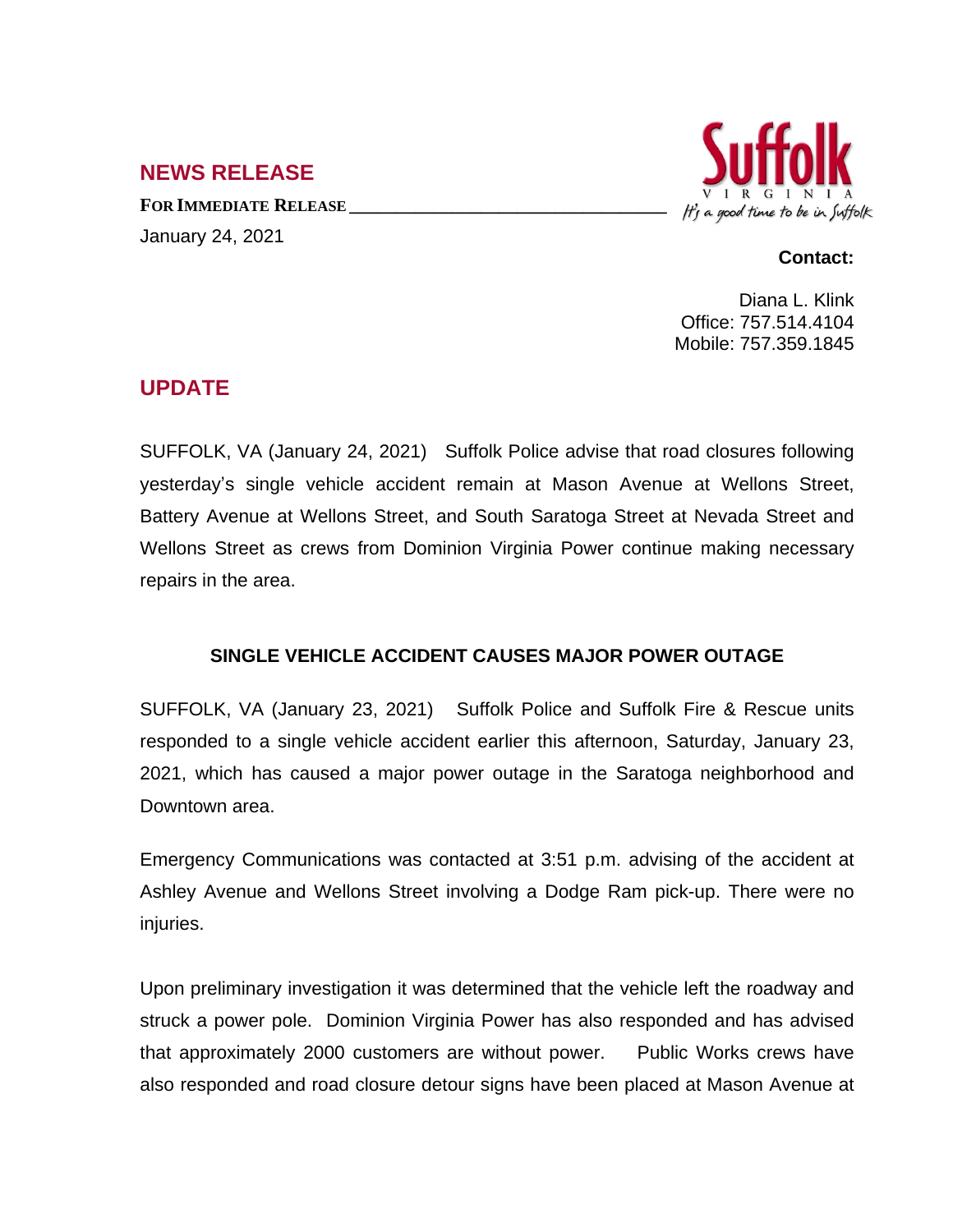## NEWS RELEASE

**FOR IMMEDIATE RELEASE**

January 24, 2021

Suffolk
VIRGINIA
It's a good time to be in Suffolk

**Contact:**

Diana L. Klink
Office: 757.514.4104
Mobile: 757.359.1845

## UPDATE

SUFFOLK, VA (January 24, 2021) Suffolk Police advise that road closures following yesterday's single vehicle accident remain at Mason Avenue at Wellons Street, Battery Avenue at Wellons Street, and South Saratoga Street at Nevada Street and Wellons Street as crews from Dominion Virginia Power continue making necessary repairs in the area.

**SINGLE VEHICLE ACCIDENT CAUSES MAJOR POWER OUTAGE**

SUFFOLK, VA (January 23, 2021) Suffolk Police and Suffolk Fire & Rescue units responded to a single vehicle accident earlier this afternoon, Saturday, January 23, 2021, which has caused a major power outage in the Saratoga neighborhood and Downtown area.

Emergency Communications was contacted at 3:51 p.m. advising of the accident at Ashley Avenue and Wellons Street involving a Dodge Ram pick-up. There were no injuries.

Upon preliminary investigation it was determined that the vehicle left the roadway and struck a power pole. Dominion Virginia Power has also responded and has advised that approximately 2000 customers are without power. Public Works crews have also responded and road closure detour signs have been placed at Mason Avenue at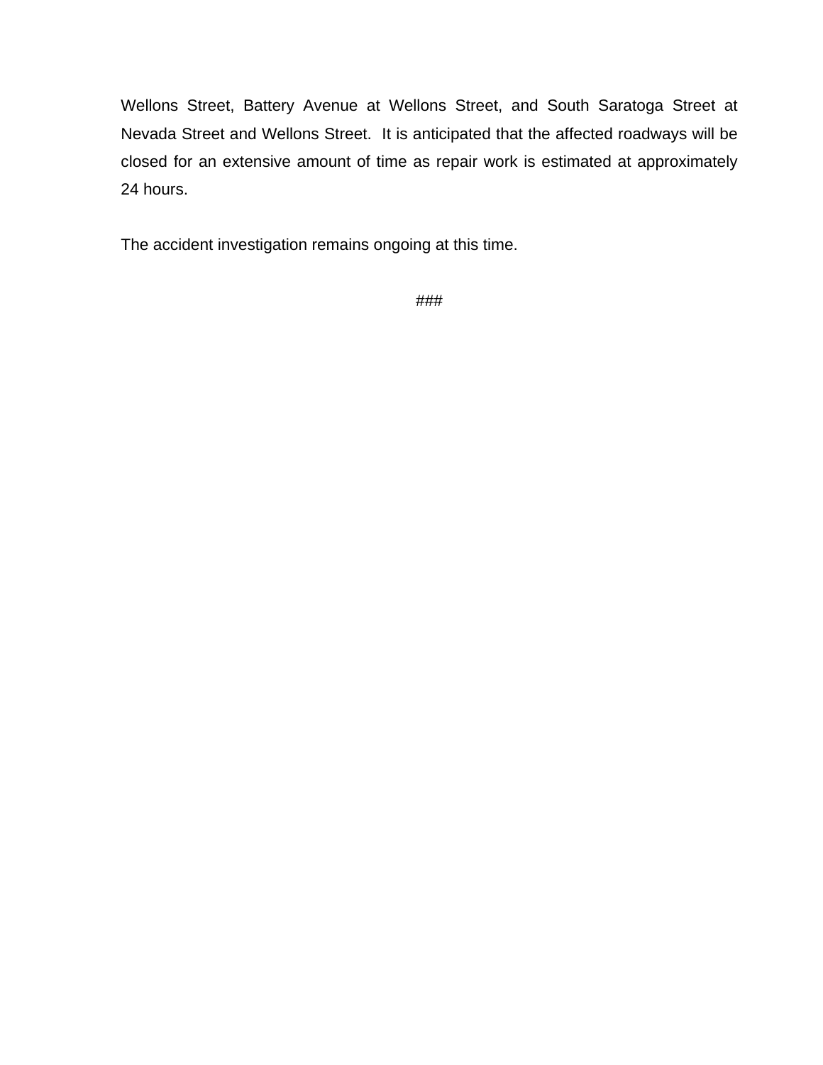Wellons Street, Battery Avenue at Wellons Street, and South Saratoga Street at Nevada Street and Wellons Street.  It is anticipated that the affected roadways will be closed for an extensive amount of time as repair work is estimated at approximately 24 hours.

The accident investigation remains ongoing at this time.

###